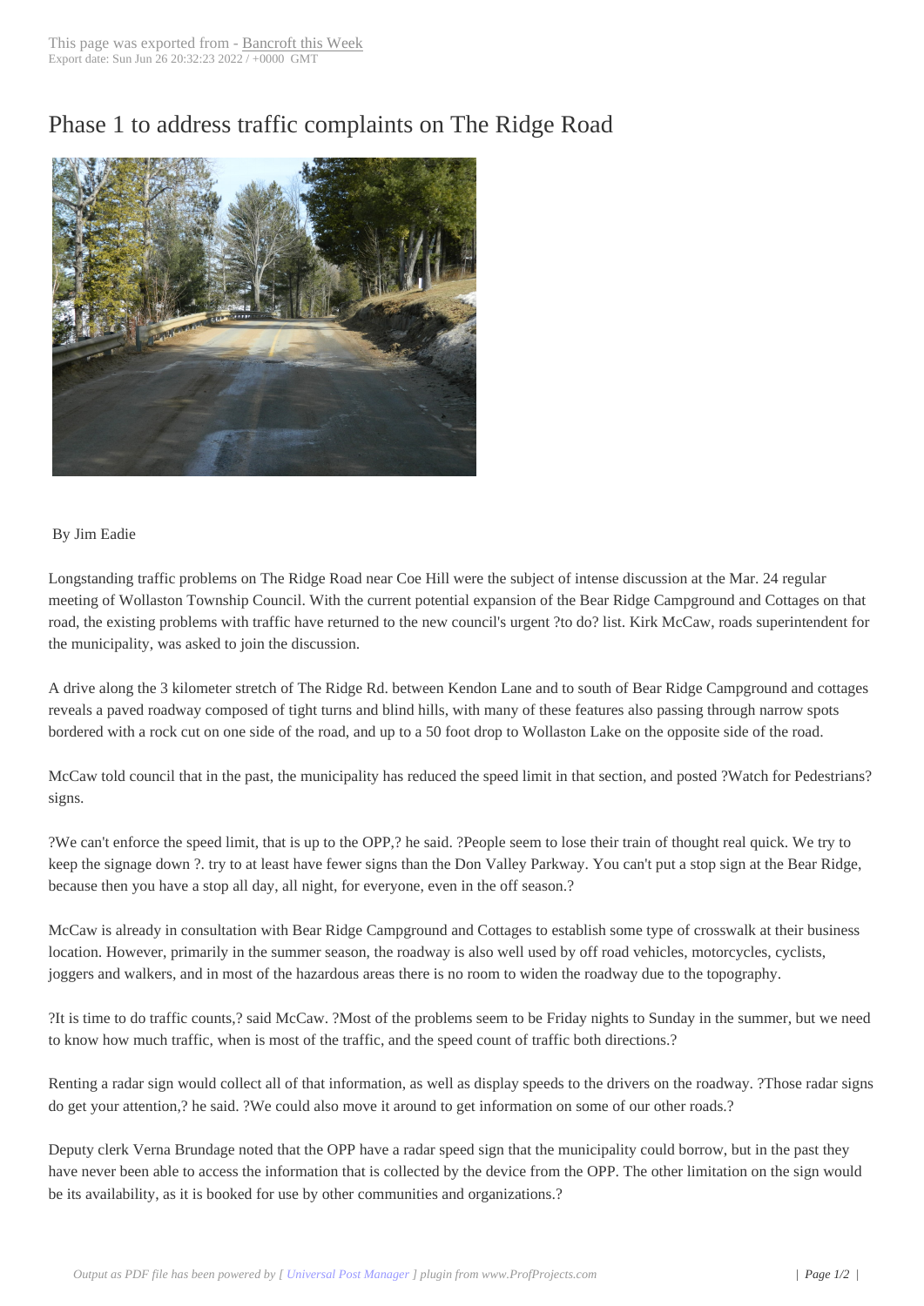# Phase 1 to address traffic complaints on The Ridge Road

By Jim Eadie

Longstanding traffic problems on The Ridge Road near Coe Hill were the subject of intense discussion at the Mar. 24 regular meeting of Wollaston Township Council. With the current potential expansion of the Bear Ridge Campground and Cottages on that road, the existing problems with traffic have returned to the new council's urgent ?to do? list. Kirk McCaw, roads superintendent for the municipality, was asked to join the discussion.

A drive along the 3 kilometer stretch of The Ridge Rd. between Kendon Lane and to south of Bear Ridge Campground and cottages reveals a paved roadway composed of tight turns and blind hills, with many of these features also passing through narrow spots bordered with a rock cut on one side of the road, and up to a 50 foot drop to Wollaston Lake on the opposite side of the road.

McCaw told council that in the past, the municipality has reduced the speed limit in that section, and posted ?Watch for Pedestrians? signs.

?We can't enforce the speed limit, that is up to the OPP,? he said. ?People seem to lose their train of thought real quick. We try to keep the signage down ?. try to at least have fewer signs than the Don Valley Parkway. You can't put a stop sign at the Bear Ridge, because then you have a stop all day, all night, for everyone, even in the off season.?

McCaw is already in consultation with Bear Ridge Campground and Cottages to establish some type of crosswalk at their business location. However, primarily in the summer season, the roadway is also well used by off road vehicles, motorcycles, cyclists, joggers and walkers, and in most of the hazardous areas there is no room to widen the roadway due to the topography.

?It is time to do traffic counts,? said McCaw. ?Most of the problems seem to be Friday nights to Sunday in the summer, but we need to know how much traffic, when is most of the traffic, and the speed count of traffic both directions.?

Renting a radar sign would collect all of that information, as well as display speeds to the drivers on the roadway. ?Those radar signs do get your attention,? he said. ?We could also move it around to get information on some of our other roads.?

Deputy clerk Verna Brundage noted that the OPP have a radar speed sign that the municipality could borrow, but in the past they have never been able to access the information that is collected by the device from the OPP. The other limitation on the sign would be its availability, as it is booked for use by other communities and organizations.?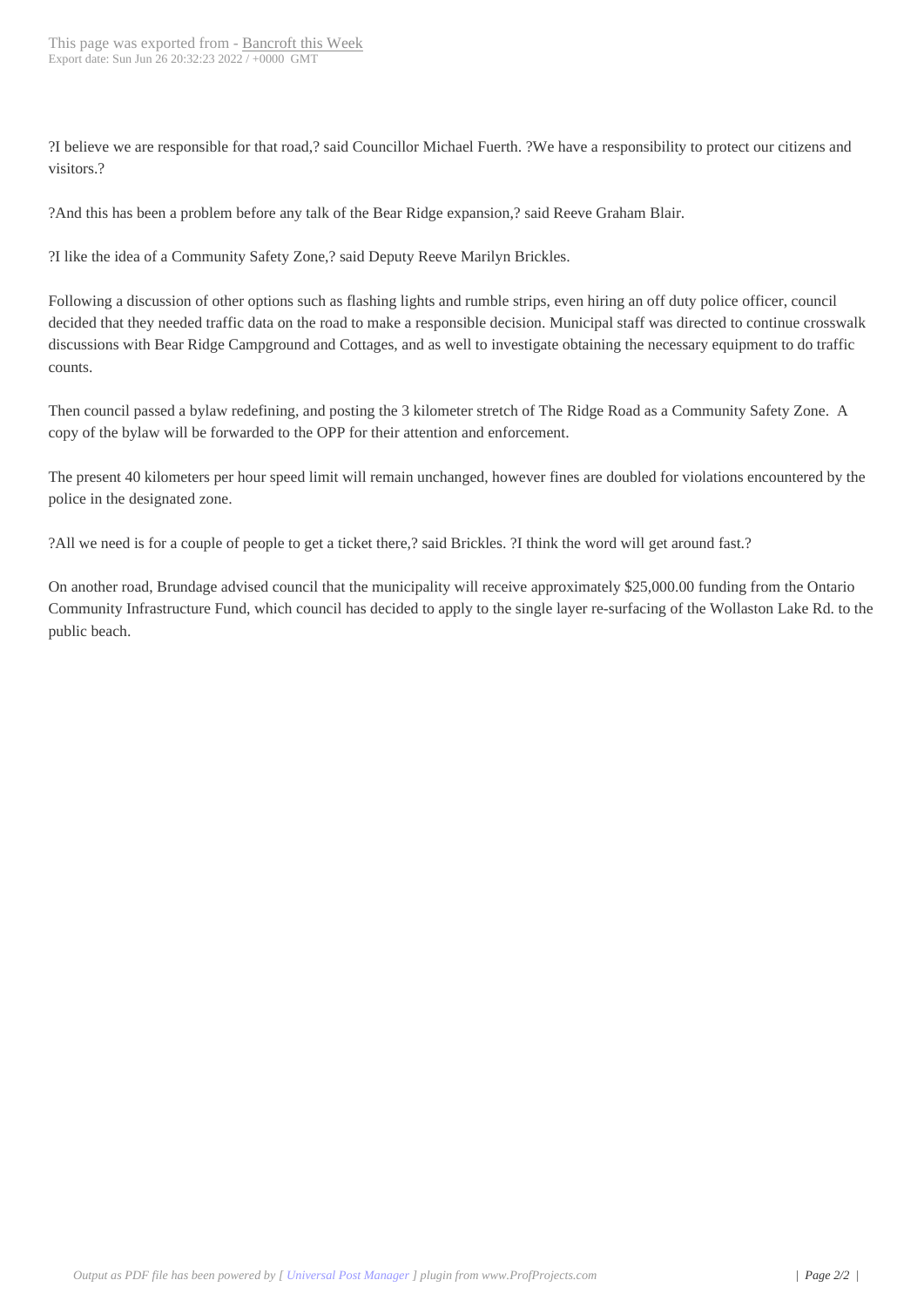?I believe we are responsible for that road,? said Councillor Michael Fuerth. ?We have a responsibility to protect our citizens and visitors.?

?And this has been a problem before any talk of the Bear Ridge expansion,? said Reeve Graham Blair.

?I like the idea of a Community Safety Zone,? said Deputy Reeve Marilyn Brickles.

Following a discussion of other options such as flashing lights and rumble strips, even hiring an off duty police officer, council decided that they needed traffic data on the road to make a responsible decision. Municipal staff was directed to continue crosswalk discussions with Bear Ridge Campground and Cottages, and as well to investigate obtaining the necessary equipment to do traffic counts.

Then council passed a bylaw redefining, and posting the 3 kilometer stretch of The Ridge Road as a Community Safety Zone. A copy of the bylaw will be forwarded to the OPP for their attention and enforcement.

The present 40 kilometers per hour speed limit will remain unchanged, however fines are doubled for violations encountered by the police in the designated zone.

?All we need is for a couple of people to get a ticket there,? said Brickles. ?I think the word will get around fast.?

On another road, Brundage advised council that the municipality will receive approximately $25,000.00 funding from the Ontario Community Infrastructure Fund, which council has decided to apply to the single layer re-surfacing of the Wollaston Lake Rd. to the public beach.